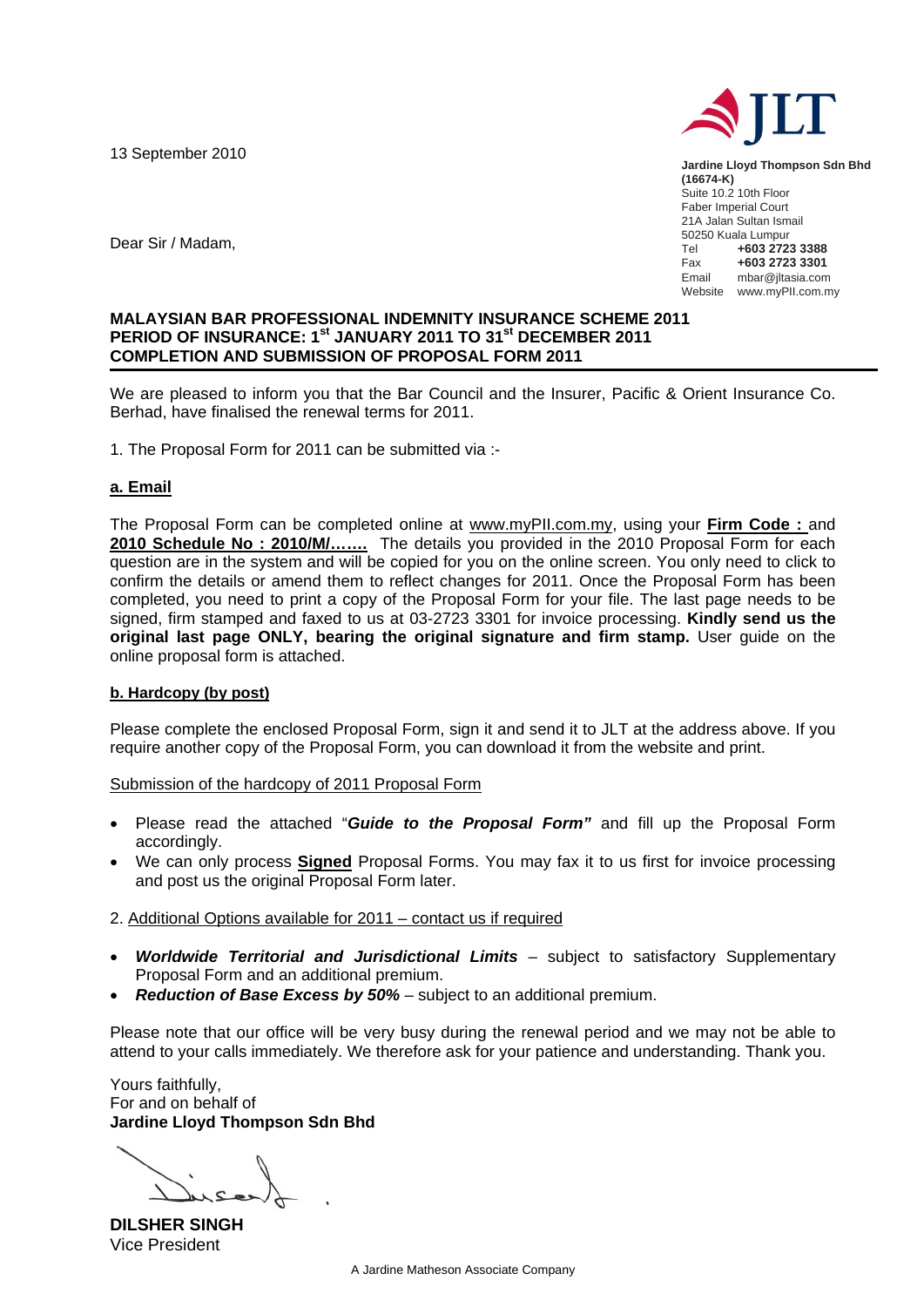13 September 2010

**Jardine Lloyd Thompson Sdn Bhd (16674-K)**
Suite 10.2 10th Floor
Faber Imperial Court
21A Jalan Sultan Ismail
50250 Kuala Lumpur
Tel **+603 2723 3388**
Fax **+603 2723 3301**
Email mbar@jltasia.com
Website www.myPII.com.my

Dear Sir / Madam,

**MALAYSIAN BAR PROFESSIONAL INDEMNITY INSURANCE SCHEME 2011**
**PERIOD OF INSURANCE: 1st JANUARY 2011 TO 31st DECEMBER 2011**
**COMPLETION AND SUBMISSION OF PROPOSAL FORM 2011**

We are pleased to inform you that the Bar Council and the Insurer, Pacific & Orient Insurance Co. Berhad, have finalised the renewal terms for 2011.

1. The Proposal Form for 2011 can be submitted via :-

**a. Email**

The Proposal Form can be completed online at www.myPII.com.my, using your **Firm Code :** and **2010 Schedule No : 2010/M/…….** The details you provided in the 2010 Proposal Form for each question are in the system and will be copied for you on the online screen. You only need to click to confirm the details or amend them to reflect changes for 2011. Once the Proposal Form has been completed, you need to print a copy of the Proposal Form for your file. The last page needs to be signed, firm stamped and faxed to us at 03-2723 3301 for invoice processing. **Kindly send us the original last page ONLY, bearing the original signature and firm stamp.** User guide on the online proposal form is attached.

**b. Hardcopy (by post)**

Please complete the enclosed Proposal Form, sign it and send it to JLT at the address above. If you require another copy of the Proposal Form, you can download it from the website and print.

Submission of the hardcopy of 2011 Proposal Form

- Please read the attached "***Guide to the Proposal Form"*** and fill up the Proposal Form accordingly.
- We can only process **Signed** Proposal Forms. You may fax it to us first for invoice processing and post us the original Proposal Form later.

2. Additional Options available for 2011 – contact us if required

- ***Worldwide Territorial and Jurisdictional Limits*** – subject to satisfactory Supplementary Proposal Form and an additional premium.
- ***Reduction of Base Excess by 50%*** – subject to an additional premium.

Please note that our office will be very busy during the renewal period and we may not be able to attend to your calls immediately. We therefore ask for your patience and understanding. Thank you.

Yours faithfully,
For and on behalf of
**Jardine Lloyd Thompson Sdn Bhd**

**DILSHER SINGH**
Vice President

A Jardine Matheson Associate Company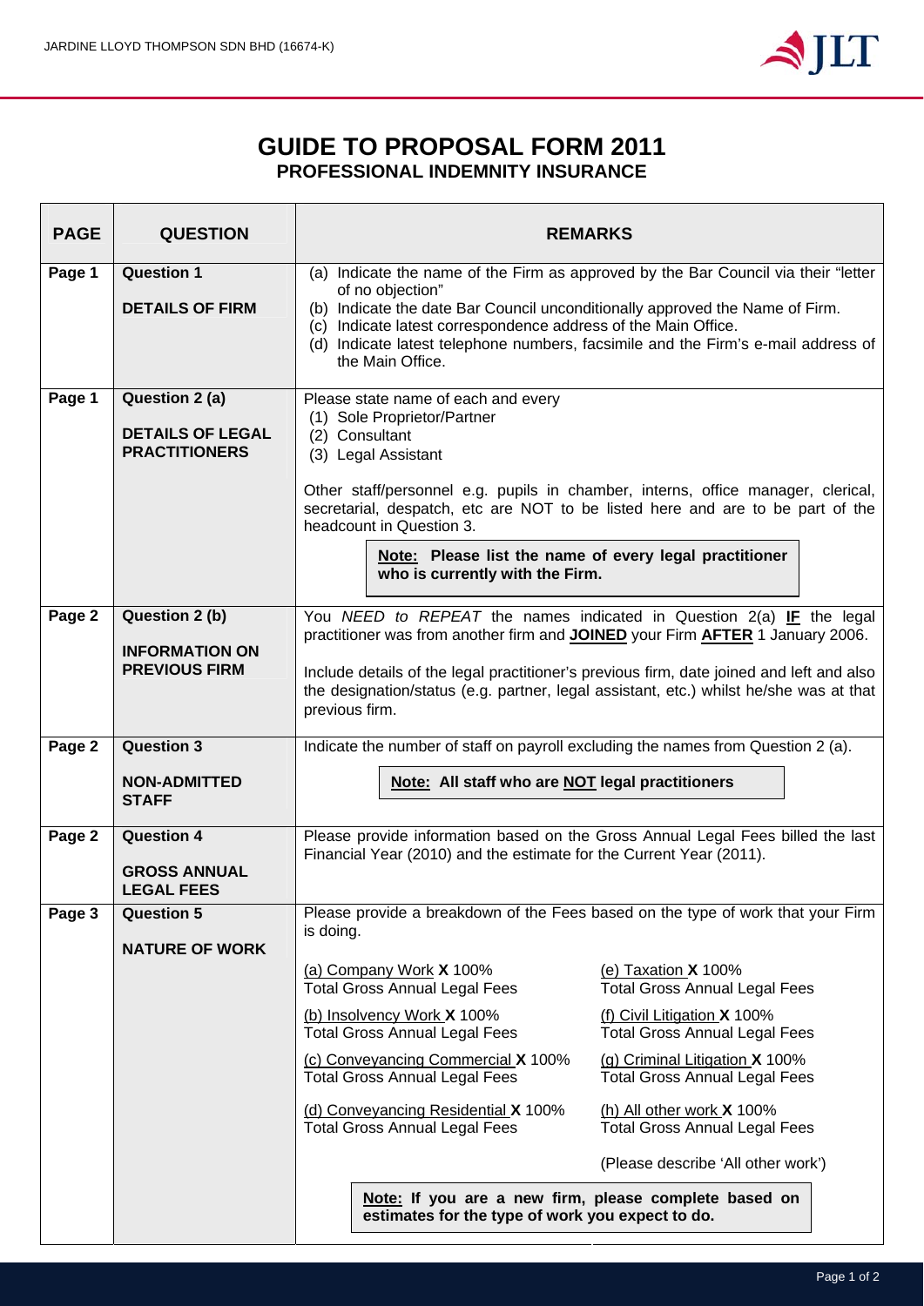# GUIDE TO PROPOSAL FORM 2011

## PROFESSIONAL INDEMNITY INSURANCE

| PAGE | QUESTION | REMARKS |
|---|---|---|
| Page 1 | **Question 1**<br><br>**DETAILS OF FIRM** | (a) Indicate the name of the Firm as approved by the Bar Council via their "letter of no objection"<br>(b) Indicate the date Bar Council unconditionally approved the Name of Firm.<br>(c) Indicate latest correspondence address of the Main Office.<br>(d) Indicate latest telephone numbers, facsimile and the Firm's e-mail address of the Main Office. |
| Page 1 | **Question 2 (a)**<br><br>**DETAILS OF LEGAL PRACTITIONERS** | Please state name of each and every<br>(1) Sole Proprietor/Partner<br>(2) Consultant<br>(3) Legal Assistant<br><br>Other staff/personnel e.g. pupils in chamber, interns, office manager, clerical, secretarial, despatch, etc are NOT to be listed here and are to be part of the headcount in Question 3.<br><br>**<u>Note:</u> Please list the name of every legal practitioner who is currently with the Firm.** |
| Page 2 | **Question 2 (b)**<br><br>**INFORMATION ON PREVIOUS FIRM** | You *NEED to REPEAT* the names indicated in Question 2(a) **<u>IF</u>** the legal practitioner was from another firm and **<u>JOINED</u>** your Firm **<u>AFTER</u>** 1 January 2006.<br><br>Include details of the legal practitioner's previous firm, date joined and left and also the designation/status (e.g. partner, legal assistant, etc.) whilst he/she was at that previous firm. |
| Page 2 | **Question 3**<br><br>**NON-ADMITTED STAFF** | Indicate the number of staff on payroll excluding the names from Question 2 (a).<br><br>**<u>Note:</u> All staff who are <u>NOT</u> legal practitioners** |
| Page 2 | **Question 4**<br><br>**GROSS ANNUAL LEGAL FEES** | Please provide information based on the Gross Annual Legal Fees billed the last Financial Year (2010) and the estimate for the Current Year (2011). |
| Page 3 | **Question 5**<br><br>**NATURE OF WORK** | Please provide a breakdown of the Fees based on the type of work that your Firm is doing.<br><br><u>(a) Company Work</u> **X** 100%<br>Total Gross Annual Legal Fees<br><br><u>(b) Insolvency Work</u> **X** 100%<br>Total Gross Annual Legal Fees<br><br><u>(c) Conveyancing Commercial</u> **X** 100%<br>Total Gross Annual Legal Fees<br><br><u>(d) Conveyancing Residential</u> **X** 100%<br>Total Gross Annual Legal Fees<br><br><u>(e) Taxation</u> **X** 100%<br>Total Gross Annual Legal Fees<br><br><u>(f) Civil Litigation</u> **X** 100%<br>Total Gross Annual Legal Fees<br><br><u>(g) Criminal Litigation</u> **X** 100%<br>Total Gross Annual Legal Fees<br><br><u>(h) All other work</u> **X** 100%<br>Total Gross Annual Legal Fees<br><br>(Please describe 'All other work')<br><br>**<u>Note:</u> If you are a new firm, please complete based on estimates for the type of work you expect to do.** |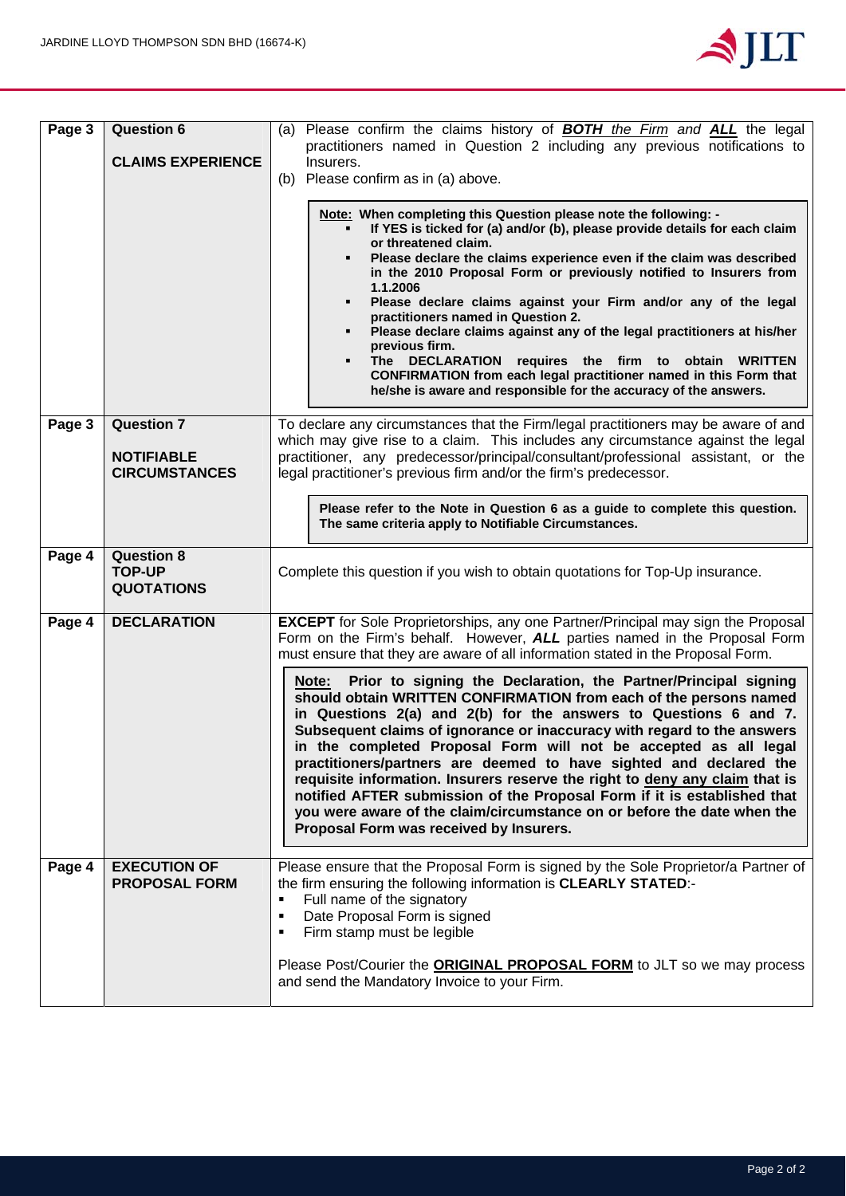| | | |
|---|---|---|
| **Page 3** | **Question 6**<br><br>**CLAIMS EXPERIENCE** | (a) Please confirm the claims history of ***BOTH** the Firm* and ***ALL*** the legal practitioners named in Question 2 including any previous notifications to Insurers.<br>(b) Please confirm as in (a) above.<br><br>**Note: When completing this Question please note the following: -**<br>• **If YES is ticked for (a) and/or (b), please provide details for each claim or threatened claim.**<br>• **Please declare the claims experience even if the claim was described in the 2010 Proposal Form or previously notified to Insurers from 1.1.2006**<br>• **Please declare claims against your Firm and/or any of the legal practitioners named in Question 2.**<br>• **Please declare claims against any of the legal practitioners at his/her previous firm.**<br>• **The DECLARATION requires the firm to obtain WRITTEN CONFIRMATION from each legal practitioner named in this Form that he/she is aware and responsible for the accuracy of the answers.** |
| **Page 3** | **Question 7**<br><br>**NOTIFIABLE CIRCUMSTANCES** | To declare any circumstances that the Firm/legal practitioners may be aware of and which may give rise to a claim. This includes any circumstance against the legal practitioner, any predecessor/principal/consultant/professional assistant, or the legal practitioner's previous firm and/or the firm's predecessor.<br><br>**Please refer to the Note in Question 6 as a guide to complete this question. The same criteria apply to Notifiable Circumstances.** |
| **Page 4** | **Question 8**<br>**TOP-UP QUOTATIONS** | Complete this question if you wish to obtain quotations for Top-Up insurance. |
| **Page 4** | **DECLARATION** | **EXCEPT** for Sole Proprietorships, any one Partner/Principal may sign the Proposal Form on the Firm's behalf. However, ***ALL*** parties named in the Proposal Form must ensure that they are aware of all information stated in the Proposal Form.<br><br>**Note: Prior to signing the Declaration, the Partner/Principal signing should obtain WRITTEN CONFIRMATION from each of the persons named in Questions 2(a) and 2(b) for the answers to Questions 6 and 7. Subsequent claims of ignorance or inaccuracy with regard to the answers in the completed Proposal Form will not be accepted as all legal practitioners/partners are deemed to have sighted and declared the requisite information. Insurers reserve the right to deny any claim that is notified AFTER submission of the Proposal Form if it is established that you were aware of the claim/circumstance on or before the date when the Proposal Form was received by Insurers.** |
| **Page 4** | **EXECUTION OF PROPOSAL FORM** | Please ensure that the Proposal Form is signed by the Sole Proprietor/a Partner of the firm ensuring the following information is **CLEARLY STATED**:-<br>• Full name of the signatory<br>• Date Proposal Form is signed<br>• Firm stamp must be legible<br><br>Please Post/Courier the **ORIGINAL PROPOSAL FORM** to JLT so we may process and send the Mandatory Invoice to your Firm. |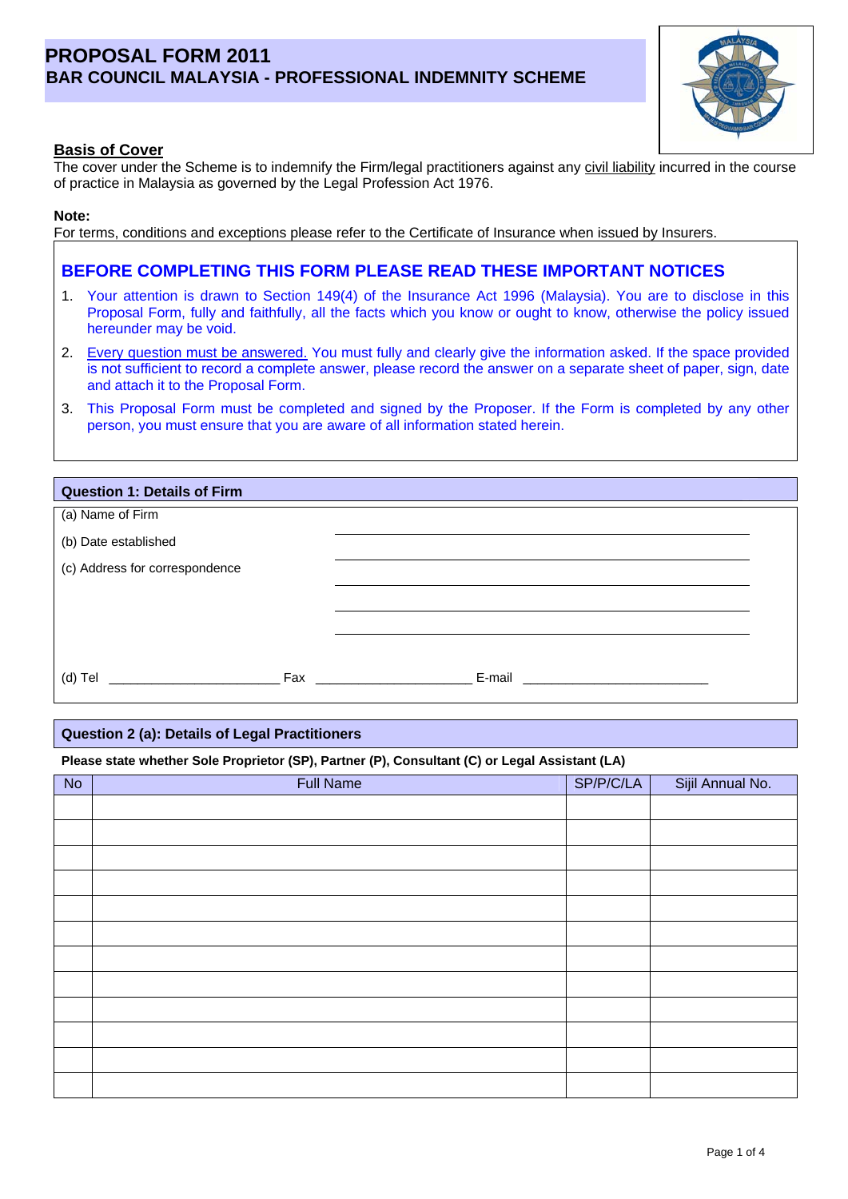# PROPOSAL FORM 2011
## BAR COUNCIL MALAYSIA - PROFESSIONAL INDEMNITY SCHEME

**Basis of Cover**

The cover under the Scheme is to indemnify the Firm/legal practitioners against any civil liability incurred in the course of practice in Malaysia as governed by the Legal Profession Act 1976.

**Note:**

For terms, conditions and exceptions please refer to the Certificate of Insurance when issued by Insurers.

### BEFORE COMPLETING THIS FORM PLEASE READ THESE IMPORTANT NOTICES

1. Your attention is drawn to Section 149(4) of the Insurance Act 1996 (Malaysia). You are to disclose in this Proposal Form, fully and faithfully, all the facts which you know or ought to know, otherwise the policy issued hereunder may be void.
2. Every question must be answered. You must fully and clearly give the information asked. If the space provided is not sufficient to record a complete answer, please record the answer on a separate sheet of paper, sign, date and attach it to the Proposal Form.
3. This Proposal Form must be completed and signed by the Proposer. If the Form is completed by any other person, you must ensure that you are aware of all information stated herein.

### Question 1: Details of Firm

(a) Name of Firm ______________________________

(b) Date established ______________________________

(c) Address for correspondence ______________________________

______________________________

______________________________

(d) Tel ________________________ Fax ______________________ E-mail __________________________

### Question 2 (a): Details of Legal Practitioners

**Please state whether Sole Proprietor (SP), Partner (P), Consultant (C) or Legal Assistant (LA)**

| No | Full Name | SP/P/C/LA | Sijil Annual No. |
|---|---|---|---|
| | | | |
| | | | |
| | | | |
| | | | |
| | | | |
| | | | |
| | | | |
| | | | |
| | | | |
| | | | |
| | | | |
| | | | |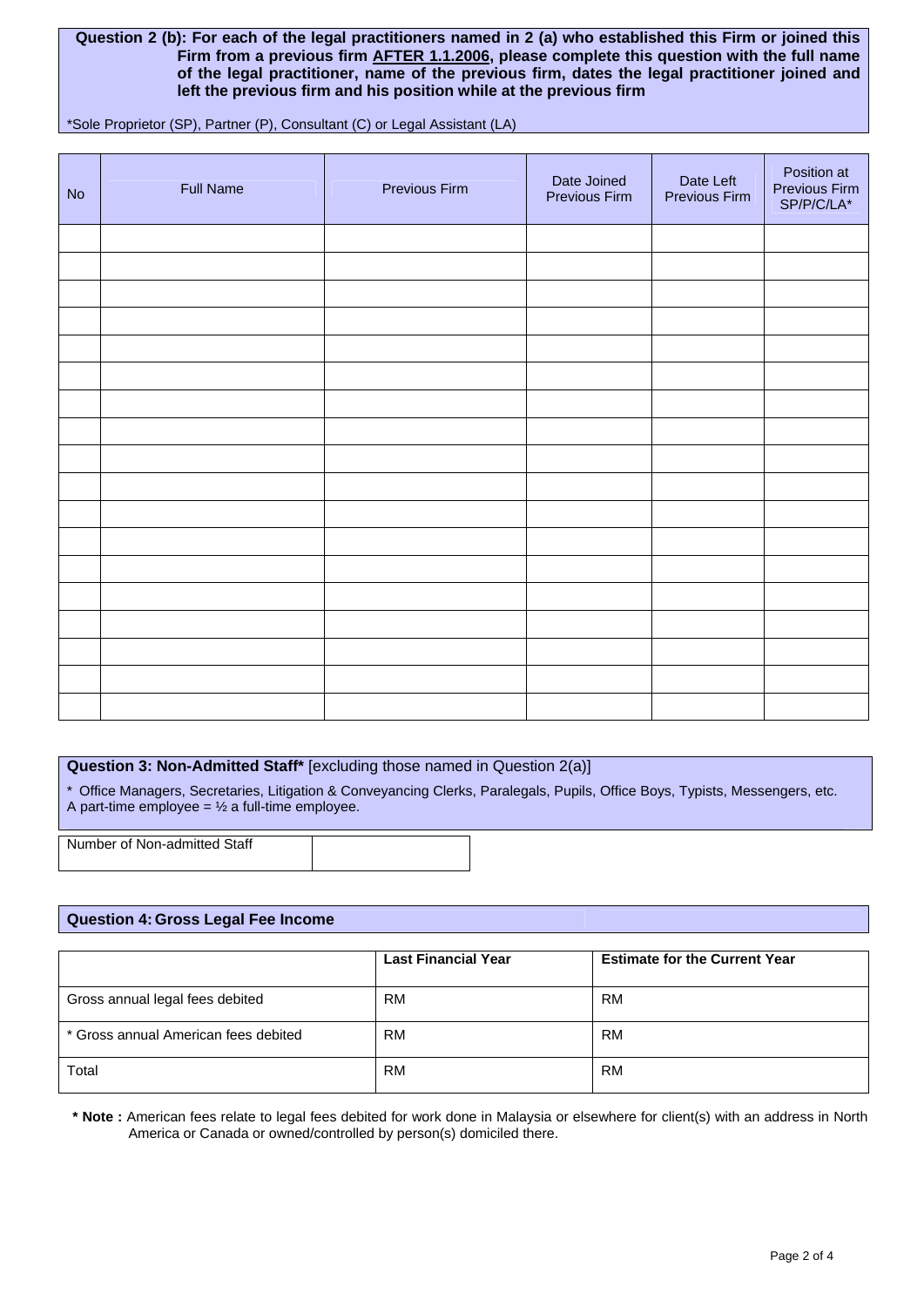**Question 2 (b): For each of the legal practitioners named in 2 (a) who established this Firm or joined this Firm from a previous firm <u>AFTER 1.1.2006</u>, please complete this question with the full name of the legal practitioner, name of the previous firm, dates the legal practitioner joined and left the previous firm and his position while at the previous firm**

*Sole Proprietor (SP), Partner (P), Consultant (C) or Legal Assistant (LA)

| No | Full Name | Previous Firm | Date Joined Previous Firm | Date Left Previous Firm | Position at Previous Firm SP/P/C/LA* |
|---|---|---|---|---|---|
| | | | | | |
| | | | | | |
| | | | | | |
| | | | | | |
| | | | | | |
| | | | | | |
| | | | | | |
| | | | | | |
| | | | | | |
| | | | | | |
| | | | | | |
| | | | | | |
| | | | | | |
| | | | | | |
| | | | | | |
| | | | | | |
| | | | | | |
| | | | | | |

**Question 3: Non-Admitted Staff*** [excluding those named in Question 2(a)]

* Office Managers, Secretaries, Litigation & Conveyancing Clerks, Paralegals, Pupils, Office Boys, Typists, Messengers, etc. A part-time employee = ½ a full-time employee.

| Number of Non-admitted Staff | |
|---|---|

**Question 4: Gross Legal Fee Income**

| | **Last Financial Year** | **Estimate for the Current Year** |
|---|---|---|
| Gross annual legal fees debited | RM | RM |
| * Gross annual American fees debited | RM | RM |
| Total | RM | RM |

**\* Note :** American fees relate to legal fees debited for work done in Malaysia or elsewhere for client(s) with an address in North America or Canada or owned/controlled by person(s) domiciled there.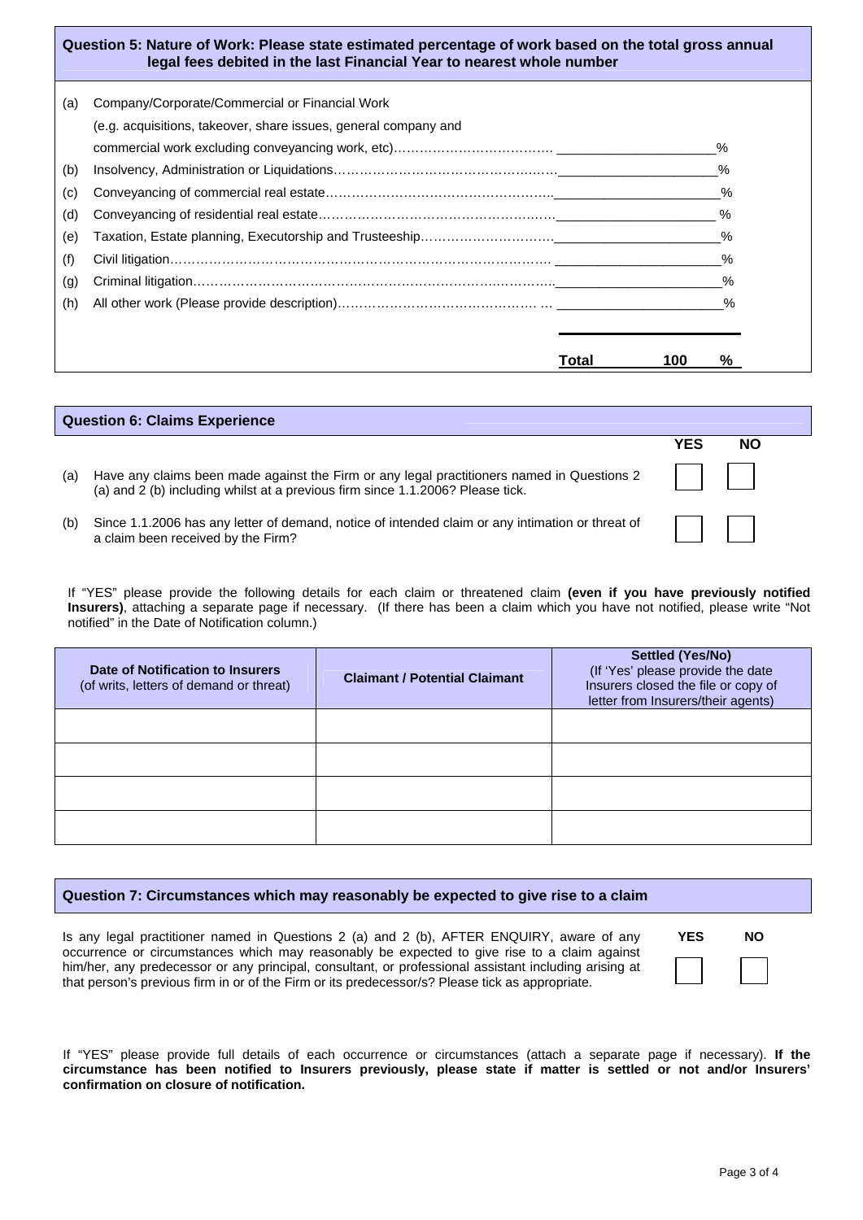## Question 5: Nature of Work: Please state estimated percentage of work based on the total gross annual legal fees debited in the last Financial Year to nearest whole number

(a) Company/Corporate/Commercial or Financial Work (e.g. acquisitions, takeover, share issues, general company and commercial work excluding conveyancing work, etc)………………………………. ____________________%

(b) Insolvency, Administration or Liquidations……………………………………………____________________%

(c) Conveyancing of commercial real estate……………………………………………..____________________%

(d) Conveyancing of residential real estate………………………………………………____________________%

(e) Taxation, Estate planning, Executorship and Trusteeship…………………………..____________________%

(f) Civil litigation…………………………………………………………………………… ____________________%

(g) Criminal litigation………………………………………………………………………..____________________%

(h) All other work (Please provide description)……………………………………… … ____________________%

**Total** 100 %

## Question 6: Claims Experience

| | | YES | NO |
|---|---|---|---|
| (a) | Have any claims been made against the Firm or any legal practitioners named in Questions 2 (a) and 2 (b) including whilst at a previous firm since 1.1.2006? Please tick. | ☐ | ☐ |
| (b) | Since 1.1.2006 has any letter of demand, notice of intended claim or any intimation or threat of a claim been received by the Firm? | ☐ | ☐ |

If "YES" please provide the following details for each claim or threatened claim **(even if you have previously notified Insurers)**, attaching a separate page if necessary. (If there has been a claim which you have not notified, please write "Not notified" in the Date of Notification column.)

| **Date of Notification to Insurers** (of writs, letters of demand or threat) | **Claimant / Potential Claimant** | **Settled (Yes/No)** (If 'Yes' please provide the date Insurers closed the file or copy of letter from Insurers/their agents) |
|---|---|---|
| | | |
| | | |
| | | |
| | | |

## Question 7: Circumstances which may reasonably be expected to give rise to a claim

| | YES | NO |
|---|---|---|
| Is any legal practitioner named in Questions 2 (a) and 2 (b), AFTER ENQUIRY, aware of any occurrence or circumstances which may reasonably be expected to give rise to a claim against him/her, any predecessor or any principal, consultant, or professional assistant including arising at that person's previous firm in or of the Firm or its predecessor/s? Please tick as appropriate. | ☐ | ☐ |

If "YES" please provide full details of each occurrence or circumstances (attach a separate page if necessary). **If the circumstance has been notified to Insurers previously, please state if matter is settled or not and/or Insurers' confirmation on closure of notification.**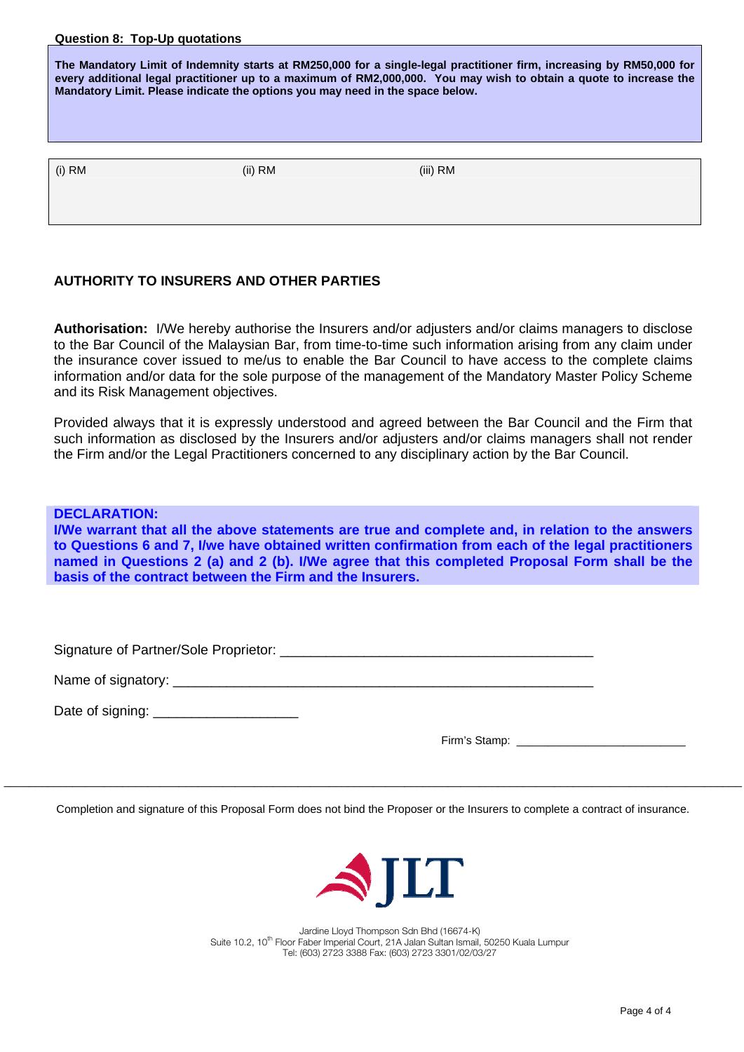**Question 8: Top-Up quotations**

**The Mandatory Limit of Indemnity starts at RM250,000 for a single-legal practitioner firm, increasing by RM50,000 for every additional legal practitioner up to a maximum of RM2,000,000. You may wish to obtain a quote to increase the Mandatory Limit. Please indicate the options you may need in the space below.**

| | | |
|---|---|---|
| (i) RM | (ii) RM | (iii) RM |

## AUTHORITY TO INSURERS AND OTHER PARTIES

**Authorisation:** I/We hereby authorise the Insurers and/or adjusters and/or claims managers to disclose to the Bar Council of the Malaysian Bar, from time-to-time such information arising from any claim under the insurance cover issued to me/us to enable the Bar Council to have access to the complete claims information and/or data for the sole purpose of the management of the Mandatory Master Policy Scheme and its Risk Management objectives.

Provided always that it is expressly understood and agreed between the Bar Council and the Firm that such information as disclosed by the Insurers and/or adjusters and/or claims managers shall not render the Firm and/or the Legal Practitioners concerned to any disciplinary action by the Bar Council.

**DECLARATION:**
**I/We warrant that all the above statements are true and complete and, in relation to the answers to Questions 6 and 7, I/we have obtained written confirmation from each of the legal practitioners named in Questions 2 (a) and 2 (b). I/We agree that this completed Proposal Form shall be the basis of the contract between the Firm and the Insurers.**

Signature of Partner/Sole Proprietor: ________________________________________

Name of signatory: ________________________________________________________

Date of signing: ___________________

Firm's Stamp: ________________________

Completion and signature of this Proposal Form does not bind the Proposer or the Insurers to complete a contract of insurance.

JLT

Jardine Lloyd Thompson Sdn Bhd (16674-K)
Suite 10.2, 10th Floor Faber Imperial Court, 21A Jalan Sultan Ismail, 50250 Kuala Lumpur
Tel: (603) 2723 3388 Fax: (603) 2723 3301/02/03/27